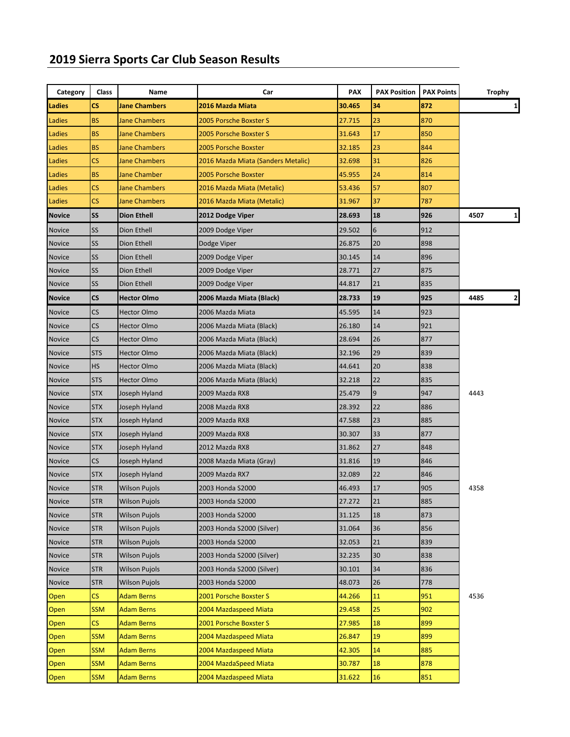# 2019 Sierra Sports Car Club Season Results

| Category | Class | Name | Car | PAX | PAX Position | PAX Points | Trophy | |
|---|---|---|---|---|---|---|---|---|
| **Ladies** | **CS** | **Jane Chambers** | **2016 Mazda Miata** | **30.465** | **34** | **872** | | **1** |
| Ladies | BS | Jane Chambers | 2005 Porsche Boxster S | 27.715 | 23 | 870 | | |
| Ladies | BS | Jane Chambers | 2005 Porsche Boxster S | 31.643 | 17 | 850 | | |
| Ladies | BS | Jane Chambers | 2005 Porsche Boxster | 32.185 | 23 | 844 | | |
| Ladies | CS | Jane Chambers | 2016 Mazda Miata (Sanders Metalic) | 32.698 | 31 | 826 | | |
| Ladies | BS | Jane Chamber | 2005 Porsche Boxster | 45.955 | 24 | 814 | | |
| Ladies | CS | Jane Chambers | 2016 Mazda Miata (Metalic) | 53.436 | 57 | 807 | | |
| Ladies | CS | Jane Chambers | 2016 Mazda Miata (Metalic) | 31.967 | 37 | 787 | | |
| **Novice** | **SS** | **Dion Ethell** | **2012 Dodge Viper** | **28.693** | **18** | **926** | **4507** | **1** |
| Novice | SS | Dion Ethell | 2009 Dodge Viper | 29.502 | 6 | 912 | | |
| Novice | SS | Dion Ethell | Dodge Viper | 26.875 | 20 | 898 | | |
| Novice | SS | Dion Ethell | 2009 Dodge Viper | 30.145 | 14 | 896 | | |
| Novice | SS | Dion Ethell | 2009 Dodge Viper | 28.771 | 27 | 875 | | |
| Novice | SS | Dion Ethell | 2009 Dodge Viper | 44.817 | 21 | 835 | | |
| **Novice** | **CS** | **Hector Olmo** | **2006 Mazda Miata (Black)** | **28.733** | **19** | **925** | **4485** | **2** |
| Novice | CS | Hector Olmo | 2006 Mazda Miata | 45.595 | 14 | 923 | | |
| Novice | CS | Hector Olmo | 2006 Mazda Miata (Black) | 26.180 | 14 | 921 | | |
| Novice | CS | Hector Olmo | 2006 Mazda Miata (Black) | 28.694 | 26 | 877 | | |
| Novice | STS | Hector Olmo | 2006 Mazda Miata (Black) | 32.196 | 29 | 839 | | |
| Novice | HS | Hector Olmo | 2006 Mazda Miata (Black) | 44.641 | 20 | 838 | | |
| Novice | STS | Hector Olmo | 2006 Mazda Miata (Black) | 32.218 | 22 | 835 | | |
| Novice | STX | Joseph Hyland | 2009 Mazda RX8 | 25.479 | 9 | 947 | 4443 | |
| Novice | STX | Joseph Hyland | 2008 Mazda RX8 | 28.392 | 22 | 886 | | |
| Novice | STX | Joseph Hyland | 2009 Mazda RX8 | 47.588 | 23 | 885 | | |
| Novice | STX | Joseph Hyland | 2009 Mazda RX8 | 30.307 | 33 | 877 | | |
| Novice | STX | Joseph Hyland | 2012 Mazda RX8 | 31.862 | 27 | 848 | | |
| Novice | CS | Joseph Hyland | 2008 Mazda Miata (Gray) | 31.816 | 19 | 846 | | |
| Novice | STX | Joseph Hyland | 2009 Mazda RX7 | 32.089 | 22 | 846 | | |
| Novice | STR | Wilson Pujols | 2003 Honda S2000 | 46.493 | 17 | 905 | 4358 | |
| Novice | STR | Wilson Pujols | 2003 Honda S2000 | 27.272 | 21 | 885 | | |
| Novice | STR | Wilson Pujols | 2003 Honda S2000 | 31.125 | 18 | 873 | | |
| Novice | STR | Wilson Pujols | 2003 Honda S2000 (Silver) | 31.064 | 36 | 856 | | |
| Novice | STR | Wilson Pujols | 2003 Honda S2000 | 32.053 | 21 | 839 | | |
| Novice | STR | Wilson Pujols | 2003 Honda S2000 (Silver) | 32.235 | 30 | 838 | | |
| Novice | STR | Wilson Pujols | 2003 Honda S2000 (Silver) | 30.101 | 34 | 836 | | |
| Novice | STR | Wilson Pujols | 2003 Honda S2000 | 48.073 | 26 | 778 | | |
| Open | CS | Adam Berns | 2001 Porsche Boxster S | 44.266 | 11 | 951 | 4536 | |
| Open | SSM | Adam Berns | 2004 Mazdaspeed Miata | 29.458 | 25 | 902 | | |
| Open | CS | Adam Berns | 2001 Porsche Boxster S | 27.985 | 18 | 899 | | |
| Open | SSM | Adam Berns | 2004 Mazdaspeed Miata | 26.847 | 19 | 899 | | |
| Open | SSM | Adam Berns | 2004 Mazdaspeed Miata | 42.305 | 14 | 885 | | |
| Open | SSM | Adam Berns | 2004 MazdaSpeed Miata | 30.787 | 18 | 878 | | |
| Open | SSM | Adam Berns | 2004 Mazdaspeed Miata | 31.622 | 16 | 851 | | |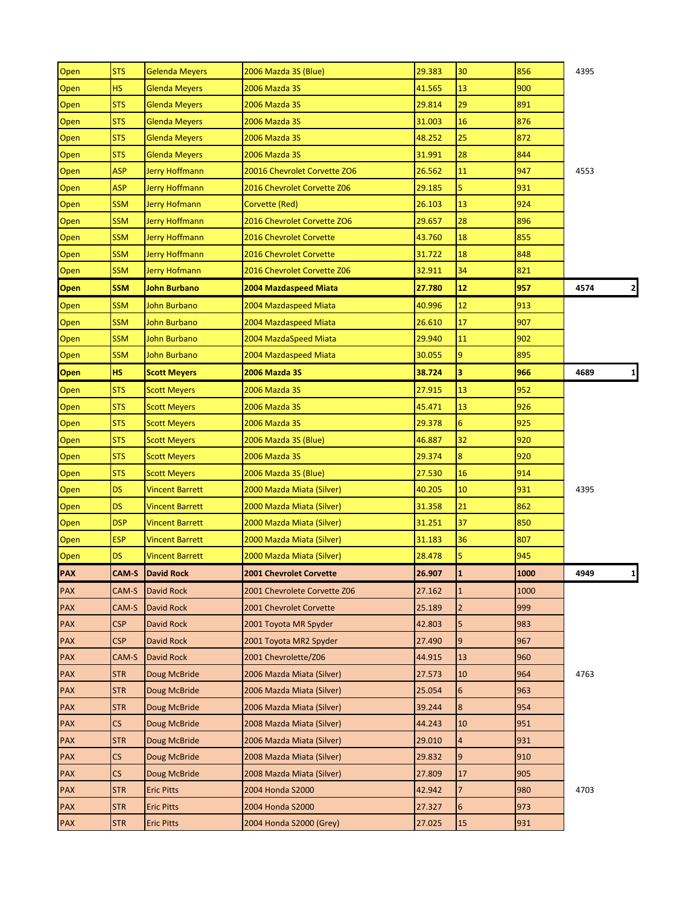| | | | | | | | | |
|---|---|---|---|---|---|---|---|---|
| Open | STS | Gelenda Meyers | 2006 Mazda 3S (Blue) | 29.383 | 30 | 856 | 4395 | |
| Open | HS | Glenda Meyers | 2006 Mazda 3S | 41.565 | 13 | 900 | | |
| Open | STS | Glenda Meyers | 2006 Mazda 3S | 29.814 | 29 | 891 | | |
| Open | STS | Glenda Meyers | 2006 Mazda 3S | 31.003 | 16 | 876 | | |
| Open | STS | Glenda Meyers | 2006 Mazda 3S | 48.252 | 25 | 872 | | |
| Open | STS | Glenda Meyers | 2006 Mazda 3S | 31.991 | 28 | 844 | | |
| Open | ASP | Jerry Hoffmann | 20016 Chevrolet Corvette ZO6 | 26.562 | 11 | 947 | 4553 | |
| Open | ASP | Jerry Hoffmann | 2016 Chevrolet Corvette Z06 | 29.185 | 5 | 931 | | |
| Open | SSM | Jerry Hofmann | Corvette (Red) | 26.103 | 13 | 924 | | |
| Open | SSM | Jerry Hoffmann | 2016 Chevrolet Corvette ZO6 | 29.657 | 28 | 896 | | |
| Open | SSM | Jerry Hoffmann | 2016 Chevrolet Corvette | 43.760 | 18 | 855 | | |
| Open | SSM | Jerry Hoffmann | 2016 Chevrolet Corvette | 31.722 | 18 | 848 | | |
| Open | SSM | Jerry Hofmann | 2016 Chevrolet Corvette Z06 | 32.911 | 34 | 821 | | |
| **Open** | **SSM** | **John Burbano** | **2004 Mazdaspeed Miata** | **27.780** | **12** | **957** | **4574** | **2** |
| Open | SSM | John Burbano | 2004 Mazdaspeed Miata | 40.996 | 12 | 913 | | |
| Open | SSM | John Burbano | 2004 Mazdaspeed Miata | 26.610 | 17 | 907 | | |
| Open | SSM | John Burbano | 2004 MazdaSpeed Miata | 29.940 | 11 | 902 | | |
| Open | SSM | John Burbano | 2004 Mazdaspeed Miata | 30.055 | 9 | 895 | | |
| **Open** | **HS** | **Scott Meyers** | **2006 Mazda 3S** | **38.724** | **3** | **966** | **4689** | **1** |
| Open | STS | Scott Meyers | 2006 Mazda 3S | 27.915 | 13 | 952 | | |
| Open | STS | Scott Meyers | 2006 Mazda 3S | 45.471 | 13 | 926 | | |
| Open | STS | Scott Meyers | 2006 Mazda 3S | 29.378 | 6 | 925 | | |
| Open | STS | Scott Meyers | 2006 Mazda 3S (Blue) | 46.887 | 32 | 920 | | |
| Open | STS | Scott Meyers | 2006 Mazda 3S | 29.374 | 8 | 920 | | |
| Open | STS | Scott Meyers | 2006 Mazda 3S (Blue) | 27.530 | 16 | 914 | | |
| Open | DS | Vincent Barrett | 2000 Mazda Miata (Silver) | 40.205 | 10 | 931 | 4395 | |
| Open | DS | Vincent Barrett | 2000 Mazda Miata (Silver) | 31.358 | 21 | 862 | | |
| Open | DSP | Vincent Barrett | 2000 Mazda Miata (Silver) | 31.251 | 37 | 850 | | |
| Open | ESP | Vincent Barrett | 2000 Mazda Miata (Silver) | 31.183 | 36 | 807 | | |
| Open | DS | Vincent Barrett | 2000 Mazda Miata (Silver) | 28.478 | 5 | 945 | | |
| **PAX** | **CAM-S** | **David Rock** | **2001 Chevrolet Corvette** | **26.907** | **1** | **1000** | **4949** | **1** |
| PAX | CAM-S | David Rock | 2001 Chevrolete Corvette Z06 | 27.162 | 1 | 1000 | | |
| PAX | CAM-S | David Rock | 2001 Chevrolet Corvette | 25.189 | 2 | 999 | | |
| PAX | CSP | David Rock | 2001 Toyota MR Spyder | 42.803 | 5 | 983 | | |
| PAX | CSP | David Rock | 2001 Toyota MR2 Spyder | 27.490 | 9 | 967 | | |
| PAX | CAM-S | David Rock | 2001 Chevrolette/Z06 | 44.915 | 13 | 960 | | |
| PAX | STR | Doug McBride | 2006 Mazda Miata (Silver) | 27.573 | 10 | 964 | 4763 | |
| PAX | STR | Doug McBride | 2006 Mazda Miata (Silver) | 25.054 | 6 | 963 | | |
| PAX | STR | Doug McBride | 2006 Mazda Miata (Silver) | 39.244 | 8 | 954 | | |
| PAX | CS | Doug McBride | 2008 Mazda Miata (Silver) | 44.243 | 10 | 951 | | |
| PAX | STR | Doug McBride | 2006 Mazda Miata (Silver) | 29.010 | 4 | 931 | | |
| PAX | CS | Doug McBride | 2008 Mazda Miata (Silver) | 29.832 | 9 | 910 | | |
| PAX | CS | Doug McBride | 2008 Mazda Miata (Silver) | 27.809 | 17 | 905 | | |
| PAX | STR | Eric Pitts | 2004 Honda S2000 | 42.942 | 7 | 980 | 4703 | |
| PAX | STR | Eric Pitts | 2004 Honda S2000 | 27.327 | 6 | 973 | | |
| PAX | STR | Eric Pitts | 2004 Honda S2000 (Grey) | 27.025 | 15 | 931 | | |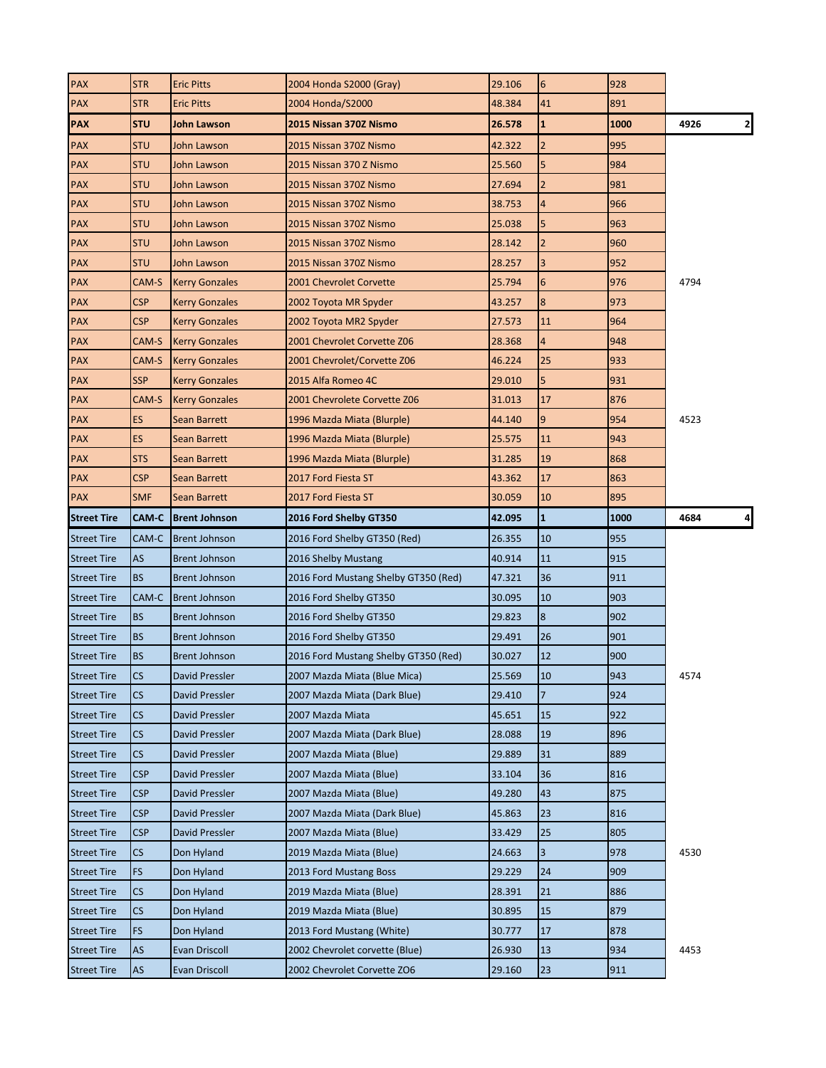| | | | | | | | | |
|---|---|---|---|---|---|---|---|---|
| PAX | STR | Eric Pitts | 2004 Honda S2000 (Gray) | 29.106 | 6 | 928 | | |
| PAX | STR | Eric Pitts | 2004 Honda/S2000 | 48.384 | 41 | 891 | | |
| **PAX** | **STU** | **John Lawson** | **2015 Nissan 370Z Nismo** | **26.578** | **1** | **1000** | **4926** | **2** |
| PAX | STU | John Lawson | 2015 Nissan 370Z Nismo | 42.322 | 2 | 995 | | |
| PAX | STU | John Lawson | 2015 Nissan 370 Z Nismo | 25.560 | 5 | 984 | | |
| PAX | STU | John Lawson | 2015 Nissan 370Z Nismo | 27.694 | 2 | 981 | | |
| PAX | STU | John Lawson | 2015 Nissan 370Z Nismo | 38.753 | 4 | 966 | | |
| PAX | STU | John Lawson | 2015 Nissan 370Z Nismo | 25.038 | 5 | 963 | | |
| PAX | STU | John Lawson | 2015 Nissan 370Z Nismo | 28.142 | 2 | 960 | | |
| PAX | STU | John Lawson | 2015 Nissan 370Z Nismo | 28.257 | 3 | 952 | | |
| PAX | CAM-S | Kerry Gonzales | 2001 Chevrolet Corvette | 25.794 | 6 | 976 | 4794 | |
| PAX | CSP | Kerry Gonzales | 2002 Toyota MR Spyder | 43.257 | 8 | 973 | | |
| PAX | CSP | Kerry Gonzales | 2002 Toyota MR2 Spyder | 27.573 | 11 | 964 | | |
| PAX | CAM-S | Kerry Gonzales | 2001 Chevrolet Corvette Z06 | 28.368 | 4 | 948 | | |
| PAX | CAM-S | Kerry Gonzales | 2001 Chevrolet/Corvette Z06 | 46.224 | 25 | 933 | | |
| PAX | SSP | Kerry Gonzales | 2015 Alfa Romeo 4C | 29.010 | 5 | 931 | | |
| PAX | CAM-S | Kerry Gonzales | 2001 Chevrolete Corvette Z06 | 31.013 | 17 | 876 | | |
| PAX | ES | Sean Barrett | 1996 Mazda Miata (Blurple) | 44.140 | 9 | 954 | 4523 | |
| PAX | ES | Sean Barrett | 1996 Mazda Miata (Blurple) | 25.575 | 11 | 943 | | |
| PAX | STS | Sean Barrett | 1996 Mazda Miata (Blurple) | 31.285 | 19 | 868 | | |
| PAX | CSP | Sean Barrett | 2017 Ford Fiesta ST | 43.362 | 17 | 863 | | |
| PAX | SMF | Sean Barrett | 2017 Ford Fiesta ST | 30.059 | 10 | 895 | | |
| **Street Tire** | **CAM-C** | **Brent Johnson** | **2016 Ford Shelby GT350** | **42.095** | **1** | **1000** | **4684** | **4** |
| Street Tire | CAM-C | Brent Johnson | 2016 Ford Shelby GT350 (Red) | 26.355 | 10 | 955 | | |
| Street Tire | AS | Brent Johnson | 2016 Shelby Mustang | 40.914 | 11 | 915 | | |
| Street Tire | BS | Brent Johnson | 2016 Ford Mustang Shelby GT350 (Red) | 47.321 | 36 | 911 | | |
| Street Tire | CAM-C | Brent Johnson | 2016 Ford Shelby GT350 | 30.095 | 10 | 903 | | |
| Street Tire | BS | Brent Johnson | 2016 Ford Shelby GT350 | 29.823 | 8 | 902 | | |
| Street Tire | BS | Brent Johnson | 2016 Ford Shelby GT350 | 29.491 | 26 | 901 | | |
| Street Tire | BS | Brent Johnson | 2016 Ford Mustang Shelby GT350 (Red) | 30.027 | 12 | 900 | | |
| Street Tire | CS | David Pressler | 2007 Mazda Miata (Blue Mica) | 25.569 | 10 | 943 | 4574 | |
| Street Tire | CS | David Pressler | 2007 Mazda Miata (Dark Blue) | 29.410 | 7 | 924 | | |
| Street Tire | CS | David Pressler | 2007 Mazda Miata | 45.651 | 15 | 922 | | |
| Street Tire | CS | David Pressler | 2007 Mazda Miata (Dark Blue) | 28.088 | 19 | 896 | | |
| Street Tire | CS | David Pressler | 2007 Mazda Miata (Blue) | 29.889 | 31 | 889 | | |
| Street Tire | CSP | David Pressler | 2007 Mazda Miata (Blue) | 33.104 | 36 | 816 | | |
| Street Tire | CSP | David Pressler | 2007 Mazda Miata (Blue) | 49.280 | 43 | 875 | | |
| Street Tire | CSP | David Pressler | 2007 Mazda Miata (Dark Blue) | 45.863 | 23 | 816 | | |
| Street Tire | CSP | David Pressler | 2007 Mazda Miata (Blue) | 33.429 | 25 | 805 | | |
| Street Tire | CS | Don Hyland | 2019 Mazda Miata (Blue) | 24.663 | 3 | 978 | 4530 | |
| Street Tire | FS | Don Hyland | 2013 Ford Mustang Boss | 29.229 | 24 | 909 | | |
| Street Tire | CS | Don Hyland | 2019 Mazda Miata (Blue) | 28.391 | 21 | 886 | | |
| Street Tire | CS | Don Hyland | 2019 Mazda Miata (Blue) | 30.895 | 15 | 879 | | |
| Street Tire | FS | Don Hyland | 2013 Ford Mustang (White) | 30.777 | 17 | 878 | | |
| Street Tire | AS | Evan Driscoll | 2002 Chevrolet corvette (Blue) | 26.930 | 13 | 934 | 4453 | |
| Street Tire | AS | Evan Driscoll | 2002 Chevrolet Corvette ZO6 | 29.160 | 23 | 911 | | |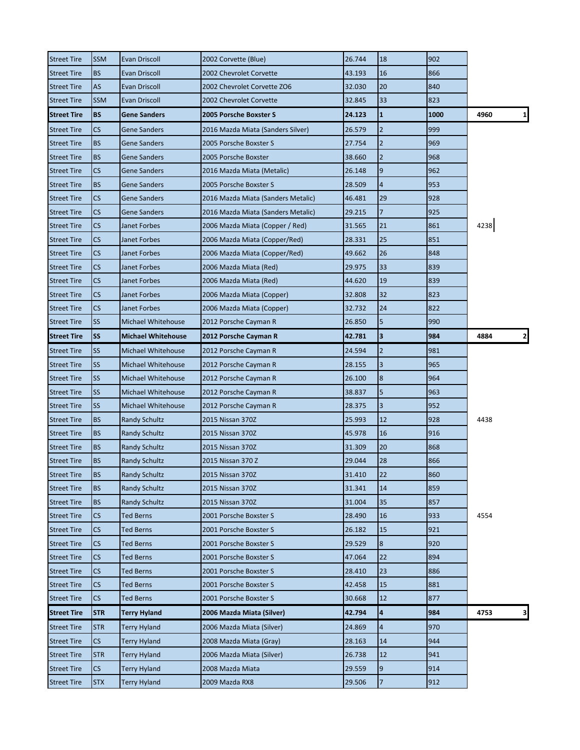| | | | | | | | | |
|---|---|---|---|---|---|---|---|---|
| Street Tire | SSM | Evan Driscoll | 2002 Corvette (Blue) | 26.744 | 18 | 902 | | |
| Street Tire | BS | Evan Driscoll | 2002 Chevrolet Corvette | 43.193 | 16 | 866 | | |
| Street Tire | AS | Evan Driscoll | 2002 Chevrolet Corvette ZO6 | 32.030 | 20 | 840 | | |
| Street Tire | SSM | Evan Driscoll | 2002 Chevrolet Corvette | 32.845 | 33 | 823 | | |
| **Street Tire** | **BS** | **Gene Sanders** | **2005 Porsche Boxster S** | **24.123** | **1** | **1000** | **4960** | **1** |
| Street Tire | CS | Gene Sanders | 2016 Mazda Miata (Sanders Silver) | 26.579 | 2 | 999 | | |
| Street Tire | BS | Gene Sanders | 2005 Porsche Boxster S | 27.754 | 2 | 969 | | |
| Street Tire | BS | Gene Sanders | 2005 Porsche Boxster | 38.660 | 2 | 968 | | |
| Street Tire | CS | Gene Sanders | 2016 Mazda Miata (Metalic) | 26.148 | 9 | 962 | | |
| Street Tire | BS | Gene Sanders | 2005 Porsche Boxster S | 28.509 | 4 | 953 | | |
| Street Tire | CS | Gene Sanders | 2016 Mazda Miata (Sanders Metalic) | 46.481 | 29 | 928 | | |
| Street Tire | CS | Gene Sanders | 2016 Mazda Miata (Sanders Metalic) | 29.215 | 7 | 925 | | |
| Street Tire | CS | Janet Forbes | 2006 Mazda Miata (Copper / Red) | 31.565 | 21 | 861 | 4238 | |
| Street Tire | CS | Janet Forbes | 2006 Mazda Miata (Copper/Red) | 28.331 | 25 | 851 | | |
| Street Tire | CS | Janet Forbes | 2006 Mazda Miata (Copper/Red) | 49.662 | 26 | 848 | | |
| Street Tire | CS | Janet Forbes | 2006 Mazda Miata (Red) | 29.975 | 33 | 839 | | |
| Street Tire | CS | Janet Forbes | 2006 Mazda Miata (Red) | 44.620 | 19 | 839 | | |
| Street Tire | CS | Janet Forbes | 2006 Mazda Miata (Copper) | 32.808 | 32 | 823 | | |
| Street Tire | CS | Janet Forbes | 2006 Mazda Miata (Copper) | 32.732 | 24 | 822 | | |
| Street Tire | SS | Michael Whitehouse | 2012 Porsche Cayman R | 26.850 | 5 | 990 | | |
| **Street Tire** | **SS** | **Michael Whitehouse** | **2012 Porsche Cayman R** | **42.781** | **3** | **984** | **4884** | **2** |
| Street Tire | SS | Michael Whitehouse | 2012 Porsche Cayman R | 24.594 | 2 | 981 | | |
| Street Tire | SS | Michael Whitehouse | 2012 Porsche Cayman R | 28.155 | 3 | 965 | | |
| Street Tire | SS | Michael Whitehouse | 2012 Porsche Cayman R | 26.100 | 8 | 964 | | |
| Street Tire | SS | Michael Whitehouse | 2012 Porsche Cayman R | 38.837 | 5 | 963 | | |
| Street Tire | SS | Michael Whitehouse | 2012 Porsche Cayman R | 28.375 | 3 | 952 | | |
| Street Tire | BS | Randy Schultz | 2015 Nissan 370Z | 25.993 | 12 | 928 | 4438 | |
| Street Tire | BS | Randy Schultz | 2015 Nissan 370Z | 45.978 | 16 | 916 | | |
| Street Tire | BS | Randy Schultz | 2015 Nissan 370Z | 31.309 | 20 | 868 | | |
| Street Tire | BS | Randy Schultz | 2015 Nissan 370 Z | 29.044 | 28 | 866 | | |
| Street Tire | BS | Randy Schultz | 2015 Nissan 370Z | 31.410 | 22 | 860 | | |
| Street Tire | BS | Randy Schultz | 2015 Nissan 370Z | 31.341 | 14 | 859 | | |
| Street Tire | BS | Randy Schultz | 2015 Nissan 370Z | 31.004 | 35 | 857 | | |
| Street Tire | CS | Ted Berns | 2001 Porsche Boxster S | 28.490 | 16 | 933 | 4554 | |
| Street Tire | CS | Ted Berns | 2001 Porsche Boxster S | 26.182 | 15 | 921 | | |
| Street Tire | CS | Ted Berns | 2001 Porsche Boxster S | 29.529 | 8 | 920 | | |
| Street Tire | CS | Ted Berns | 2001 Porsche Boxster S | 47.064 | 22 | 894 | | |
| Street Tire | CS | Ted Berns | 2001 Porsche Boxster S | 28.410 | 23 | 886 | | |
| Street Tire | CS | Ted Berns | 2001 Porsche Boxster S | 42.458 | 15 | 881 | | |
| Street Tire | CS | Ted Berns | 2001 Porsche Boxster S | 30.668 | 12 | 877 | | |
| **Street Tire** | **STR** | **Terry Hyland** | **2006 Mazda Miata (Silver)** | **42.794** | **4** | **984** | **4753** | **3** |
| Street Tire | STR | Terry Hyland | 2006 Mazda Miata (Silver) | 24.869 | 4 | 970 | | |
| Street Tire | CS | Terry Hyland | 2008 Mazda Miata (Gray) | 28.163 | 14 | 944 | | |
| Street Tire | STR | Terry Hyland | 2006 Mazda Miata (Silver) | 26.738 | 12 | 941 | | |
| Street Tire | CS | Terry Hyland | 2008 Mazda Miata | 29.559 | 9 | 914 | | |
| Street Tire | STX | Terry Hyland | 2009 Mazda RX8 | 29.506 | 7 | 912 | | |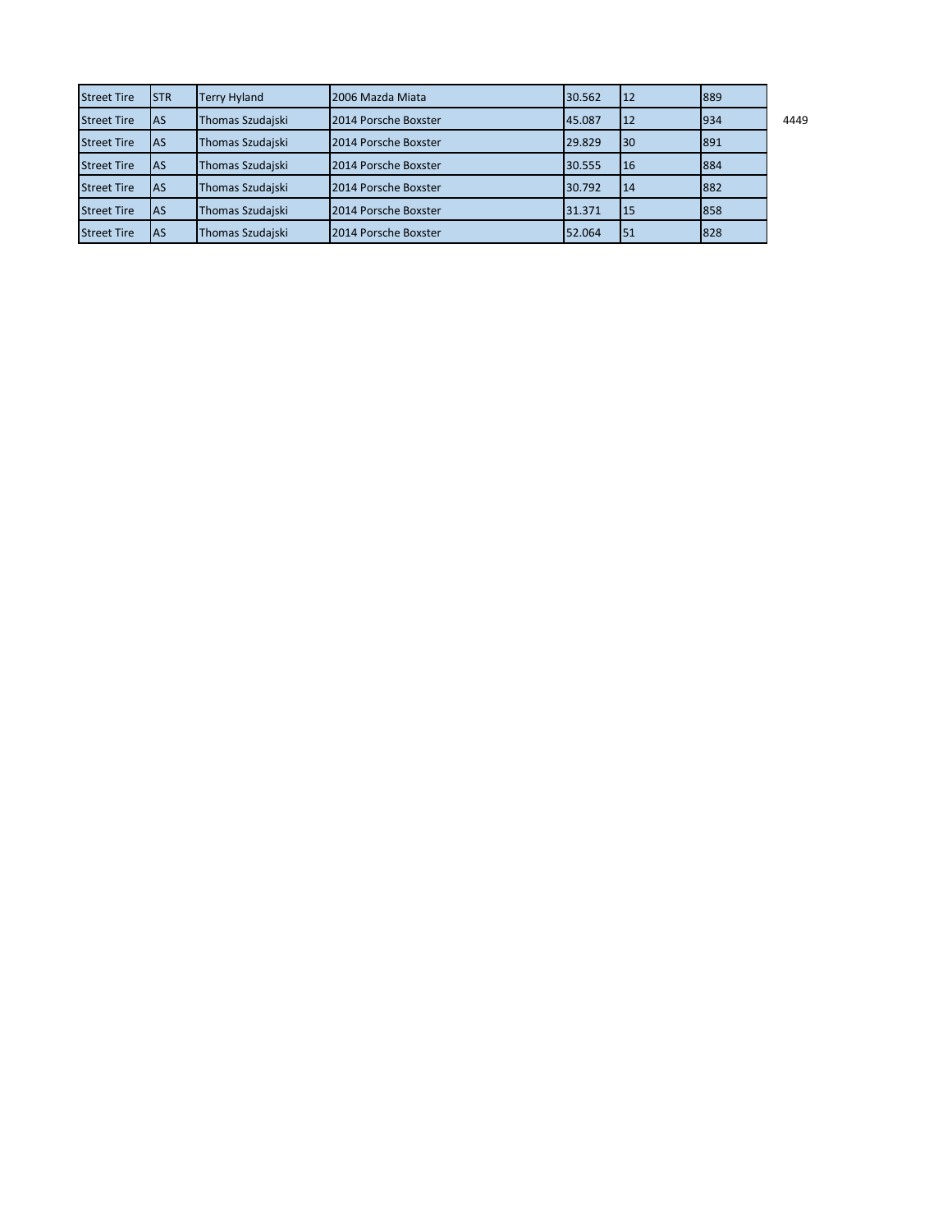| | | | | | | | |
|---|---|---|---|---|---|---|---|
| Street Tire | STR | Terry Hyland | 2006 Mazda Miata | 30.562 | 12 | 889 | |
| Street Tire | AS | Thomas Szudajski | 2014 Porsche Boxster | 45.087 | 12 | 934 | 4449 |
| Street Tire | AS | Thomas Szudajski | 2014 Porsche Boxster | 29.829 | 30 | 891 | |
| Street Tire | AS | Thomas Szudajski | 2014 Porsche Boxster | 30.555 | 16 | 884 | |
| Street Tire | AS | Thomas Szudajski | 2014 Porsche Boxster | 30.792 | 14 | 882 | |
| Street Tire | AS | Thomas Szudajski | 2014 Porsche Boxster | 31.371 | 15 | 858 | |
| Street Tire | AS | Thomas Szudajski | 2014 Porsche Boxster | 52.064 | 51 | 828 | |